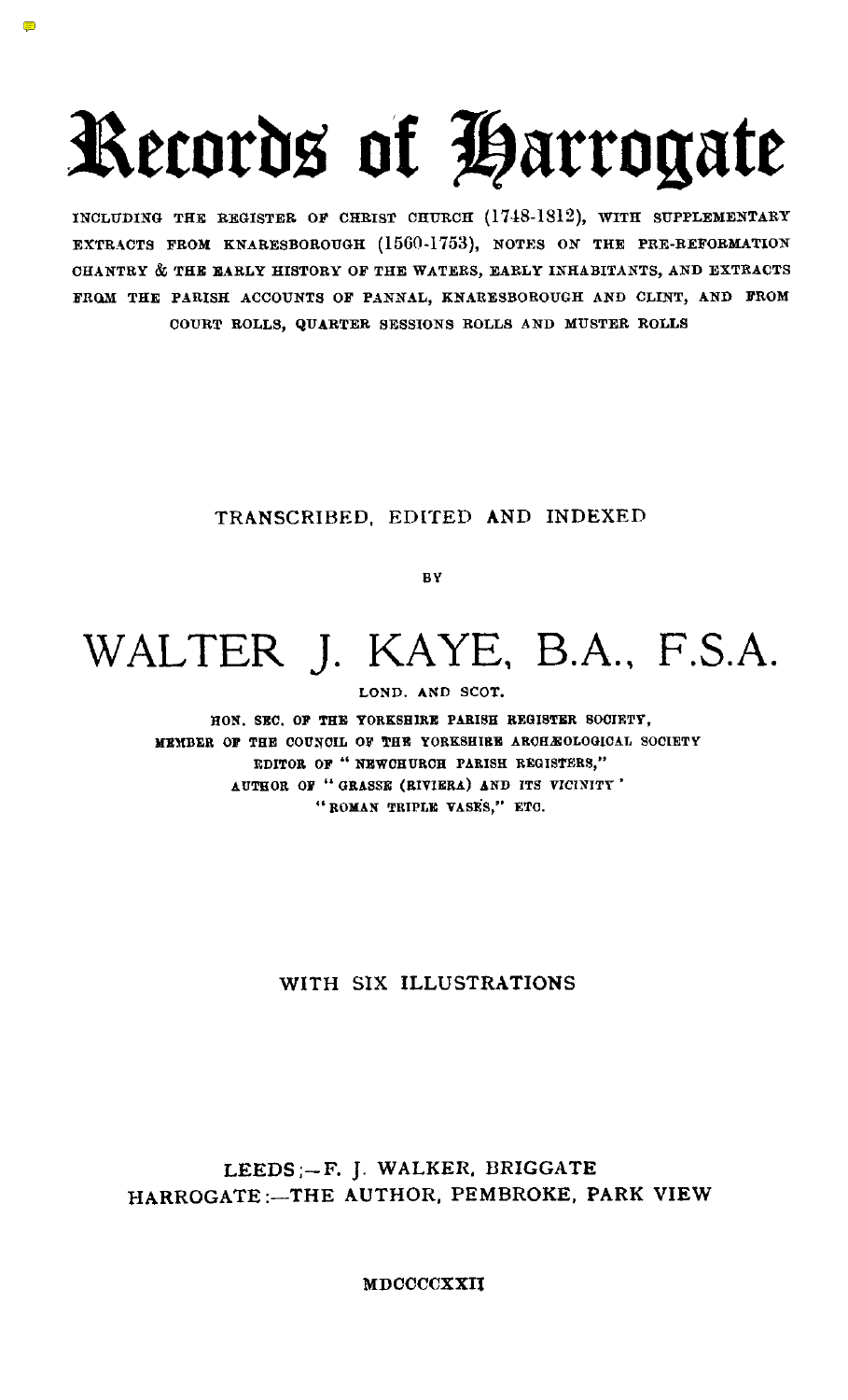# Records of Harrogate

INCLUDING THE REGISTER OF CHRIST CHURCH (1748-1812), WITH SUPPLEMENTARY EXTRACTS FROM KNARESBOROUGH (1560-1753), NOTES ON THE PRE-REFORMATION CHANTRY & THE EARLY HISTORY OF THE WATERS, EARLY INHABITANTS, AND EXTRACTS FROM THE PARISH ACCOUNTS OF PANNAL, KNARESBOROUGH AND CLINT, AND FROM COURT ROLLS, QUARTER SESSIONS ROLLS AND MUSTER ROLLS

TRANSCRIBED, EDITED AND INDEXED

BY

## WALTER J. KAYE, B.A., F.S.A.

LOND. AND SCOT.

HON. SEC. OF THE YORKSHIRE PARISH REGISTER SOCIETY,
MEMBER OF THE COUNCIL OF THE YORKSHIRE ARCHÆOLOGICAL SOCIETY
EDITOR OF "NEWCHURCH PARISH REGISTERS,"
AUTHOR OF "GRASSE (RIVIERA) AND ITS VICINITY"
"ROMAN TRIPLE VASES," ETC.

WITH SIX ILLUSTRATIONS

LEEDS:—F. J. WALKER, BRIGGATE
HARROGATE:—THE AUTHOR, PEMBROKE, PARK VIEW

MDCCCCXXII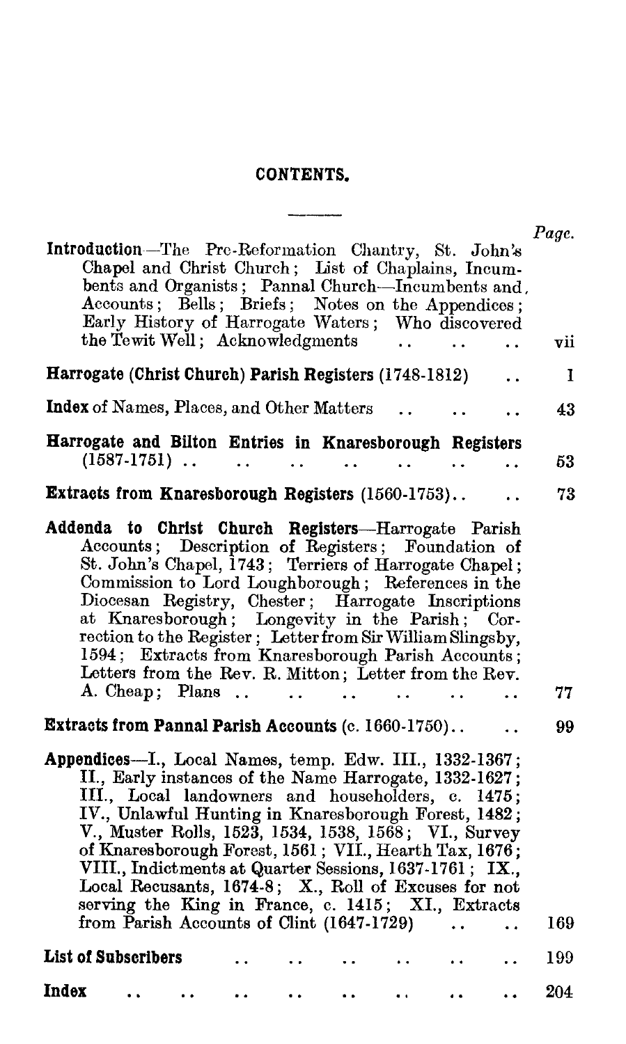# CONTENTS.

| | Page. |
|---|---|
| **Introduction**—The Pre-Reformation Chantry, St. John's Chapel and Christ Church; List of Chaplains, Incumbents and Organists; Pannal Church—Incumbents and Accounts; Bells; Briefs; Notes on the Appendices; Early History of Harrogate Waters; Who discovered the Tewit Well; Acknowledgments .. .. .. | vii |
| **Harrogate (Christ Church) Parish Registers** (1748-1812) .. | 1 |
| **Index** of Names, Places, and Other Matters .. .. .. | 43 |
| **Harrogate and Bilton Entries in Knaresborough Registers** (1587-1751) .. .. .. .. .. .. .. | 53 |
| **Extracts from Knaresborough Registers** (1560-1753).. .. | 73 |
| **Addenda to Christ Church Registers**—Harrogate Parish Accounts; Description of Registers; Foundation of St. John's Chapel, 1743; Terriers of Harrogate Chapel; Commission to Lord Loughborough; References in the Diocesan Registry, Chester; Harrogate Inscriptions at Knaresborough; Longevity in the Parish; Correction to the Register; Letter from Sir William Slingsby, 1594; Extracts from Knaresborough Parish Accounts; Letters from the Rev. R. Mitton; Letter from the Rev. A. Cheap; Plans .. .. .. .. .. .. | 77 |
| **Extracts from Pannal Parish Accounts** (c. 1660-1750).. .. | 99 |
| **Appendices**—I., Local Names, temp. Edw. III., 1332-1367; II., Early instances of the Name Harrogate, 1332-1627; III., Local landowners and householders, c. 1475; IV., Unlawful Hunting in Knaresborough Forest, 1482; V., Muster Rolls, 1523, 1534, 1538, 1568; VI., Survey of Knaresborough Forest, 1561; VII., Hearth Tax, 1676; VIII., Indictments at Quarter Sessions, 1637-1761; IX., Local Recusants, 1674-8; X., Roll of Excuses for not serving the King in France, c. 1415; XI., Extracts from Parish Accounts of Clint (1647-1729) .. .. | 169 |
| **List of Subscribers** .. .. .. .. .. .. | 199 |
| **Index** .. .. .. .. .. .. .. .. | 204 |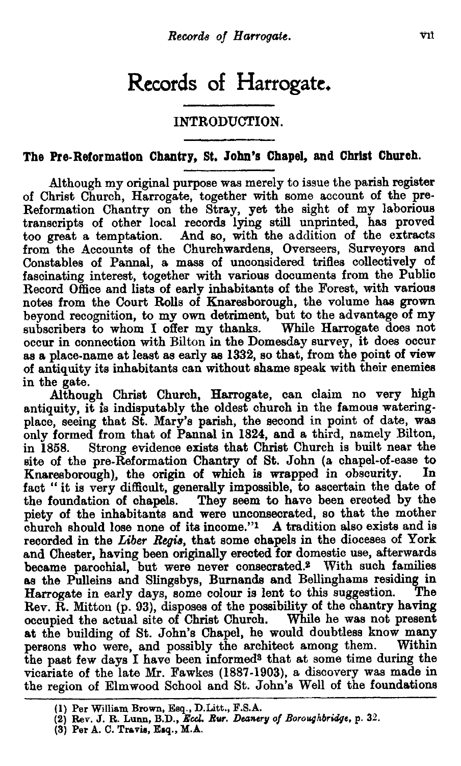# Records of Harrogate.

## INTRODUCTION.

### The Pre-Reformation Chantry, St. John's Chapel, and Christ Church.

Although my original purpose was merely to issue the parish register of Christ Church, Harrogate, together with some account of the pre-Reformation Chantry on the Stray, yet the sight of my laborious transcripts of other local records lying still unprinted, has proved too great a temptation. And so, with the addition of the extracts from the Accounts of the Churchwardens, Overseers, Surveyors and Constables of Pannal, a mass of unconsidered trifles collectively of fascinating interest, together with various documents from the Public Record Office and lists of early inhabitants of the Forest, with various notes from the Court Rolls of Knaresborough, the volume has grown beyond recognition, to my own detriment, but to the advantage of my subscribers to whom I offer my thanks. While Harrogate does not occur in connection with Bilton in the Domesday survey, it does occur as a place-name at least as early as 1332, so that, from the point of view of antiquity its inhabitants can without shame speak with their enemies in the gate.

Although Christ Church, Harrogate, can claim no very high antiquity, it is indisputably the oldest church in the famous watering-place, seeing that St. Mary's parish, the second in point of date, was only formed from that of Pannal in 1824, and a third, namely Bilton, in 1858. Strong evidence exists that Christ Church is built near the site of the pre-Reformation Chantry of St. John (a chapel-of-ease to Knaresborough), the origin of which is wrapped in obscurity. In fact "it is very difficult, generally impossible, to ascertain the date of the foundation of chapels. They seem to have been erected by the piety of the inhabitants and were unconsecrated, so that the mother church should lose none of its income."[1] A tradition also exists and is recorded in the *Liber Regis*, that some chapels in the dioceses of York and Chester, having been originally erected for domestic use, afterwards became parochial, but were never consecrated.[2] With such families as the Pulleins and Slingsbys, Burnands and Bellinghams residing in Harrogate in early days, some colour is lent to this suggestion. The Rev. R. Mitton (p. 93), disposes of the possibility of the chantry having occupied the actual site of Christ Church. While he was not present at the building of St. John's Chapel, he would doubtless know many persons who were, and possibly the architect among them. Within the past few days I have been informed[3] that at some time during the vicariate of the late Mr. Fawkes (1887-1903), a discovery was made in the region of Elmwood School and St. John's Well of the foundations

(1) Per William Brown, Esq., D.Litt., F.S.A.

(2) Rev. J. R. Lunn, B.D., *Eccl. Rur. Deanery of Boroughbridge*, p. 32.

(3) Per A. C. Travis, Esq., M.A.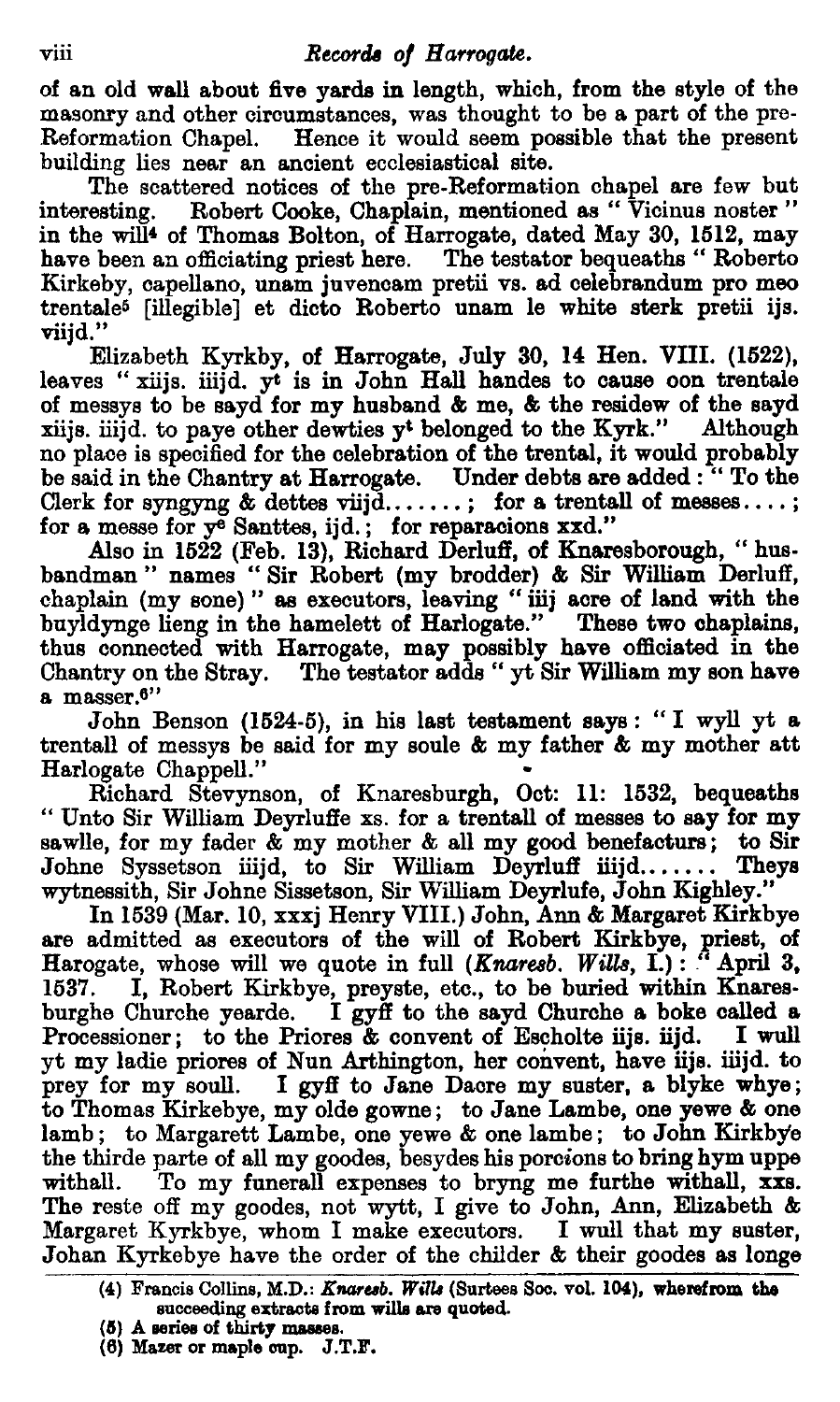of an old wall about five yards in length, which, from the style of the masonry and other circumstances, was thought to be a part of the pre-Reformation Chapel. Hence it would seem possible that the present building lies near an ancient ecclesiastical site.

The scattered notices of the pre-Reformation chapel are few but interesting. Robert Cooke, Chaplain, mentioned as "Vicinus noster" in the will[4] of Thomas Bolton, of Harrogate, dated May 30, 1512, may have been an officiating priest here. The testator bequeaths "Roberto Kirkeby, capellano, unam juvencam pretii vs. ad celebrandum pro meo trentale[5] [illegible] et dicto Roberto unam le white sterk pretii ijs. viijd."

Elizabeth Kyrkby, of Harrogate, July 30, 14 Hen. VIII. (1522), leaves "xiijs. iiijd. y[t] is in John Hall handes to cause oon trentale of messys to be sayd for my husband & me, & the residew of the sayd xiijs. iiijd. to paye other dewties y[t] belonged to the Kyrk." Although no place is specified for the celebration of the trental, it would probably be said in the Chantry at Harrogate. Under debts are added: "To the Clerk for syngyng & dettes viijd......; for a trentall of messes....; for a messe for y[e] Santtes, ijd.; for reparacions xxd."

Also in 1522 (Feb. 13), Richard Derluff, of Knaresborough, "husbandman" names "Sir Robert (my brodder) & Sir William Derluff, chaplain (my sone)" as executors, leaving "iiij acre of land with the buyldynge lieng in the hamelett of Harlogate." These two chaplains, thus connected with Harrogate, may possibly have officiated in the Chantry on the Stray. The testator adds "yt Sir William my son have a masser.[6]"

John Benson (1524-5), in his last testament says: "I wyll yt a trentall of messys be said for my soule & my father & my mother att Harlogate Chappell."

Richard Stevynson, of Knaresburgh, Oct: 11: 1532, bequeaths "Unto Sir William Deyrluffe xs. for a trentall of messes to say for my sawlle, for my fader & my mother & all my good benefacturs; to Sir Johne Syssetson iiijd, to Sir William Deyrluff iiijd....... Theys wytnessith, Sir Johne Sissetson, Sir William Deyrlufe, John Kighley."

In 1539 (Mar. 10, xxxj Henry VIII.) John, Ann & Margaret Kirkbye are admitted as executors of the will of Robert Kirkbye, priest, of Harogate, whose will we quote in full (*Knaresb. Wills*, I.): "April 3, 1537. I, Robert Kirkbye, preyste, etc., to be buried within Knaresburghe Churche yearde. I gyff to the sayd Churche a boke called a Processioner; to the Priores & convent of Escholte iijs. iijd. I wull yt my ladie priores of Nun Arthington, her convent, have iijs. iiijd. to prey for my soull. I gyff to Jane Dacre my suster, a blyke whye; to Thomas Kirkebye, my olde gowne; to Jane Lambe, one yewe & one lamb; to Margarett Lambe, one yewe & one lambe; to John Kirkbye the thirde parte of all my goodes, besydes his porcions to bring hym uppe withall. To my funerall expenses to bryng me furthe withall, xxs. The reste off my goodes, not wytt, I give to John, Ann, Elizabeth & Margaret Kyrkbye, whom I make executors. I wull that my suster, Johan Kyrkebye have the order of the childer & their goodes as longe

---

(4) Francis Collins, M.D.: *Knaresb. Wills* (Surtees Soc. vol. 104), wherefrom the succeeding extracts from wills are quoted.

(5) A series of thirty masses.

(6) Mazer or maple cup. J.T.F.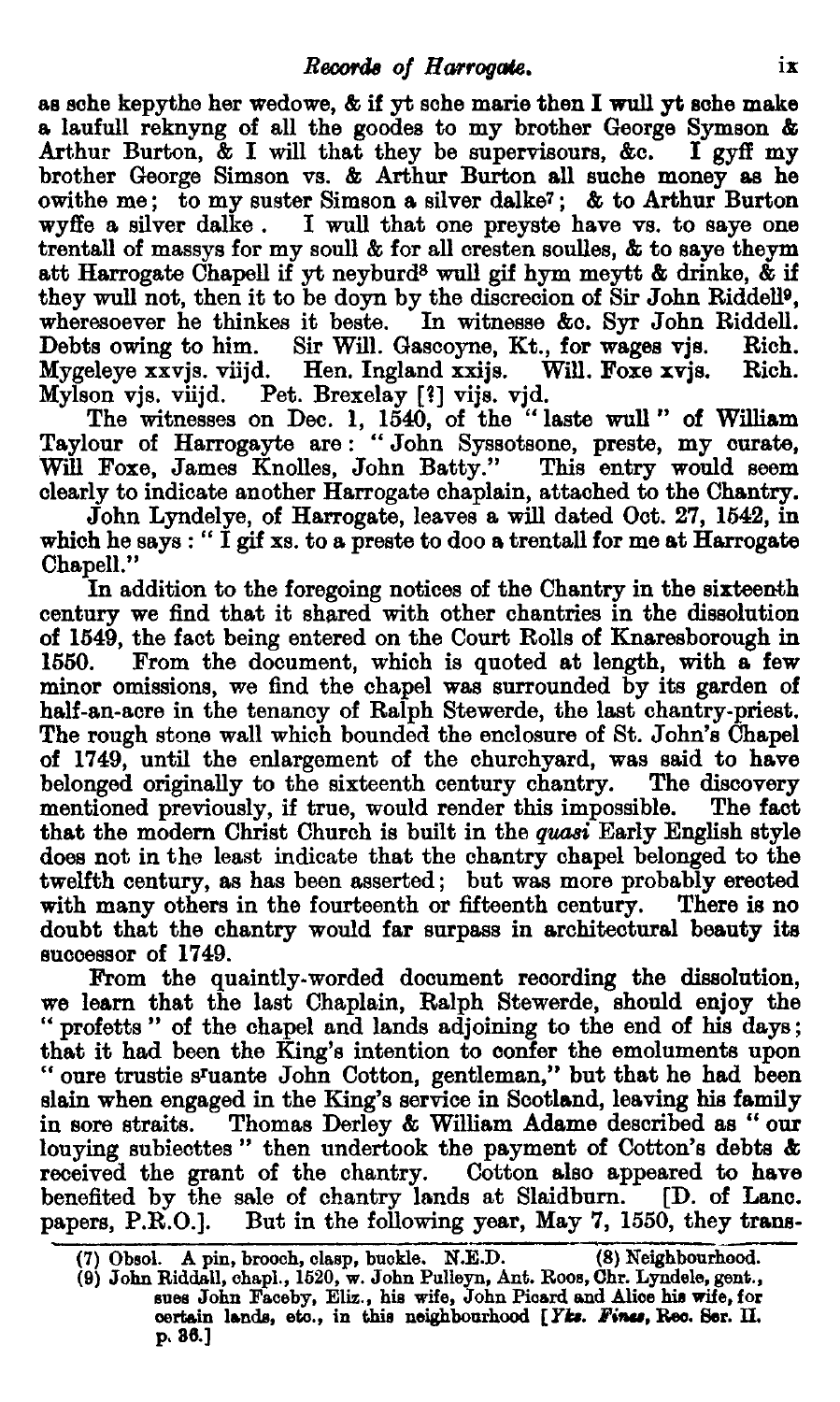as sche kepythe her wedowe, & if yt sche marie then I wull yt sche make a laufull reknyng of all the goodes to my brother George Symson & Arthur Burton, & I will that they be supervisours, &c. I gyff my brother George Simson vs. & Arthur Burton all suche money as he owithe me; to my suster Simson a silver dalke[7]; & to Arthur Burton wyffe a silver dalke. I wull that one preyste have vs. to saye one trentall of massys for my soull & for all cresten soulles, & to saye theym att Harrogate Chapell if yt neyburd[8] wull gif hym meytt & drinke, & if they wull not, then it to be doyn by the discrecion of Sir John Riddell[9], wheresoever he thinkes it beste. In witnesse &c. Syr John Riddell. Debts owing to him. Sir Will. Gascoyne, Kt., for wages vjs. Rich. Mygeleye xxvjs. viijd. Hen. Ingland xxijs. Will. Foxe xvjs. Rich. Mylson vjs. viijd. Pet. Brexelay [?] vijs. vjd.

The witnesses on Dec. 1, 1540, of the "laste wull" of William Taylour of Harrogayte are: "John Syssotsone, preste, my curate, Will Foxe, James Knolles, John Batty." This entry would seem clearly to indicate another Harrogate chaplain, attached to the Chantry.

John Lyndelye, of Harrogate, leaves a will dated Oct. 27, 1542, in which he says: "I gif xs. to a preste to doo a trentall for me at Harrogate Chapell."

In addition to the foregoing notices of the Chantry in the sixteenth century we find that it shared with other chantries in the dissolution of 1549, the fact being entered on the Court Rolls of Knaresborough in 1550. From the document, which is quoted at length, with a few minor omissions, we find the chapel was surrounded by its garden of half-an-acre in the tenancy of Ralph Stewerde, the last chantry-priest. The rough stone wall which bounded the enclosure of St. John's Chapel of 1749, until the enlargement of the churchyard, was said to have belonged originally to the sixteenth century chantry. The discovery mentioned previously, if true, would render this impossible. The fact that the modern Christ Church is built in the *quasi* Early English style does not in the least indicate that the chantry chapel belonged to the twelfth century, as has been asserted; but was more probably erected with many others in the fourteenth or fifteenth century. There is no doubt that the chantry would far surpass in architectural beauty its successor of 1749.

From the quaintly-worded document recording the dissolution, we learn that the last Chaplain, Ralph Stewerde, should enjoy the "profetts" of the chapel and lands adjoining to the end of his days; that it had been the King's intention to confer the emoluments upon "oure trustie s'uante John Cotton, gentleman," but that he had been slain when engaged in the King's service in Scotland, leaving his family in sore straits. Thomas Derley & William Adame described as "our louying subiecttes" then undertook the payment of Cotton's debts & received the grant of the chantry. Cotton also appeared to have benefited by the sale of chantry lands at Slaidburn. [D. of Lanc. papers, P.R.O.]. But in the following year, May 7, 1550, they trans-

(7) Obsol. A pin, brooch, clasp, buckle. N.E.D. (8) Neighbourhood.

(9) John Riddall, chapl., 1520, w. John Pulleyn, Ant. Roos, Chr. Lyndele, gent., sues John Faceby, Eliz., his wife, John Picard and Alice his wife, for certain lands, etc., in this neighbourhood [*Yks. Fines*, Rec. Ser. II. p. 36.]